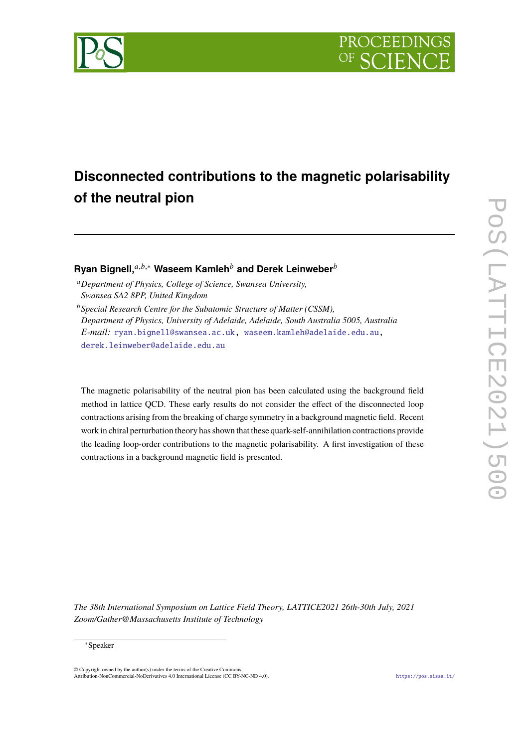# Disconnected contributions to the magnetic polarisability of the neutral pion

**Ryan Bignell,**[a,b,*] **Waseem Kamleh**[b] **and Derek Leinweber**[b]

[a] *Department of Physics, College of Science, Swansea University, Swansea SA2 8PP, United Kingdom*

[b] *Special Research Centre for the Subatomic Structure of Matter (CSSM), Department of Physics, University of Adelaide, Adelaide, South Australia 5005, Australia*

*E-mail:* ryan.bignell@swansea.ac.uk, waseem.kamleh@adelaide.edu.au, derek.leinweber@adelaide.edu.au

The magnetic polarisability of the neutral pion has been calculated using the background field method in lattice QCD. These early results do not consider the effect of the disconnected loop contractions arising from the breaking of charge symmetry in a background magnetic field. Recent work in chiral perturbation theory has shown that these quark-self-annihilation contractions provide the leading loop-order contributions to the magnetic polarisability. A first investigation of these contractions in a background magnetic field is presented.

*The 38th International Symposium on Lattice Field Theory, LATTICE2021 26th-30th July, 2021 Zoom/Gather@Massachusetts Institute of Technology*

*Speaker

© Copyright owned by the author(s) under the terms of the Creative Commons Attribution-NonCommercial-NoDerivatives 4.0 International License (CC BY-NC-ND 4.0).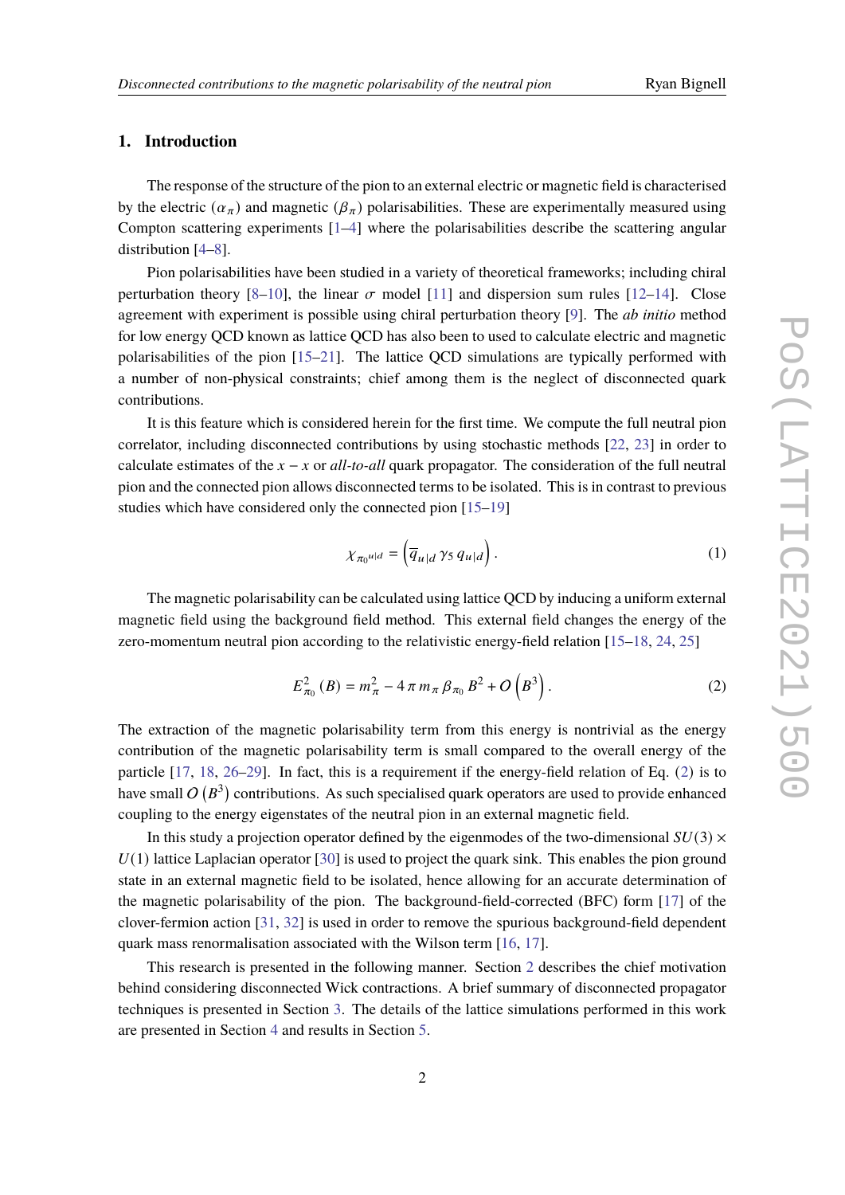## 1. Introduction

The response of the structure of the pion to an external electric or magnetic field is characterised by the electric ($\alpha_\pi$) and magnetic ($\beta_\pi$) polarisabilities. These are experimentally measured using Compton scattering experiments [1–4] where the polarisabilities describe the scattering angular distribution [4–8].

Pion polarisabilities have been studied in a variety of theoretical frameworks; including chiral perturbation theory [8–10], the linear $\sigma$ model [11] and dispersion sum rules [12–14]. Close agreement with experiment is possible using chiral perturbation theory [9]. The *ab initio* method for low energy QCD known as lattice QCD has also been to used to calculate electric and magnetic polarisabilities of the pion [15–21]. The lattice QCD simulations are typically performed with a number of non-physical constraints; chief among them is the neglect of disconnected quark contributions.

It is this feature which is considered herein for the first time. We compute the full neutral pion correlator, including disconnected contributions by using stochastic methods [22, 23] in order to calculate estimates of the $x - x$ or *all-to-all* quark propagator. The consideration of the full neutral pion and the connected pion allows disconnected terms to be isolated. This is in contrast to previous studies which have considered only the connected pion [15–19]

$$\chi_{\pi_0{}^{u|d}} = \left(\overline{q}_{u|d}\,\gamma_5\,q_{u|d}\right). \tag{1}$$

The magnetic polarisability can be calculated using lattice QCD by inducing a uniform external magnetic field using the background field method. This external field changes the energy of the zero-momentum neutral pion according to the relativistic energy-field relation [15–18, 24, 25]

$$E^2_{\pi_0}(B) = m_\pi^2 - 4\,\pi\,m_\pi\,\beta_{\pi_0}\,B^2 + O\left(B^3\right). \tag{2}$$

The extraction of the magnetic polarisability term from this energy is nontrivial as the energy contribution of the magnetic polarisability term is small compared to the overall energy of the particle [17, 18, 26–29]. In fact, this is a requirement if the energy-field relation of Eq. (2) is to have small $O\left(B^3\right)$ contributions. As such specialised quark operators are used to provide enhanced coupling to the energy eigenstates of the neutral pion in an external magnetic field.

In this study a projection operator defined by the eigenmodes of the two-dimensional $SU(3) \times U(1)$ lattice Laplacian operator [30] is used to project the quark sink. This enables the pion ground state in an external magnetic field to be isolated, hence allowing for an accurate determination of the magnetic polarisability of the pion. The background-field-corrected (BFC) form [17] of the clover-fermion action [31, 32] is used in order to remove the spurious background-field dependent quark mass renormalisation associated with the Wilson term [16, 17].

This research is presented in the following manner. Section 2 describes the chief motivation behind considering disconnected Wick contractions. A brief summary of disconnected propagator techniques is presented in Section 3. The details of the lattice simulations performed in this work are presented in Section 4 and results in Section 5.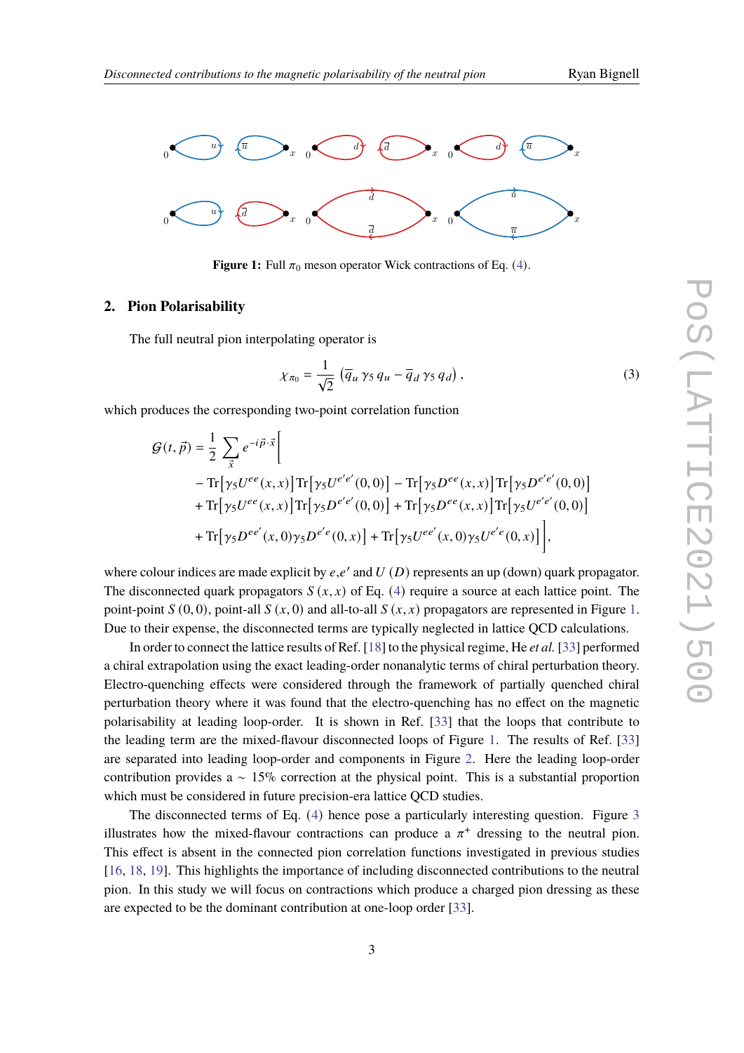Figure 1: Full $\pi_0$ meson operator Wick contractions of Eq. (4).

## 2. Pion Polarisability

The full neutral pion interpolating operator is

$$\chi_{\pi_0} = \frac{1}{\sqrt{2}} \left( \overline{q}_u \, \gamma_5 \, q_u - \overline{q}_d \, \gamma_5 \, q_d \right) , \tag{3}$$

which produces the corresponding two-point correlation function

$$\begin{aligned}
\mathcal{G}(t, \vec{p}) = \frac{1}{2} \sum_{\vec{x}} e^{-i \vec{p} \cdot \vec{x}} \Big[ & \\
& - \mathrm{Tr}\big[\gamma_5 U^{ee}(x,x)\big] \mathrm{Tr}\big[\gamma_5 U^{e'e'}(0,0)\big] - \mathrm{Tr}\big[\gamma_5 D^{ee}(x,x)\big] \mathrm{Tr}\big[\gamma_5 D^{e'e'}(0,0)\big] \\
& + \mathrm{Tr}\big[\gamma_5 U^{ee}(x,x)\big] \mathrm{Tr}\big[\gamma_5 D^{e'e'}(0,0)\big] + \mathrm{Tr}\big[\gamma_5 D^{ee}(x,x)\big] \mathrm{Tr}\big[\gamma_5 U^{e'e'}(0,0)\big] \\
& + \mathrm{Tr}\big[\gamma_5 D^{ee'}(x,0) \gamma_5 D^{e'e}(0,x)\big] + \mathrm{Tr}\big[\gamma_5 U^{ee'}(x,0) \gamma_5 U^{e'e}(0,x)\big] \Big],
\end{aligned}$$

where colour indices are made explicit by $e, e'$ and $U$ ($D$) represents an up (down) quark propagator. The disconnected quark propagators $S\,(x,x)$ of Eq. (4) require a source at each lattice point. The point-point $S\,(0,0)$, point-all $S\,(x,0)$ and all-to-all $S\,(x,x)$ propagators are represented in Figure 1. Due to their expense, the disconnected terms are typically neglected in lattice QCD calculations.

In order to connect the lattice results of Ref. [18] to the physical regime, He *et al.* [33] performed a chiral extrapolation using the exact leading-order nonanalytic terms of chiral perturbation theory. Electro-quenching effects were considered through the framework of partially quenched chiral perturbation theory where it was found that the electro-quenching has no effect on the magnetic polarisability at leading loop-order. It is shown in Ref. [33] that the loops that contribute to the leading term are the mixed-flavour disconnected loops of Figure 1. The results of Ref. [33] are separated into leading loop-order and components in Figure 2. Here the leading loop-order contribution provides a $\sim 15\%$ correction at the physical point. This is a substantial proportion which must be considered in future precision-era lattice QCD studies.

The disconnected terms of Eq. (4) hence pose a particularly interesting question. Figure 3 illustrates how the mixed-flavour contractions can produce a $\pi^+$ dressing to the neutral pion. This effect is absent in the connected pion correlation functions investigated in previous studies [16, 18, 19]. This highlights the importance of including disconnected contributions to the neutral pion. In this study we will focus on contractions which produce a charged pion dressing as these are expected to be the dominant contribution at one-loop order [33].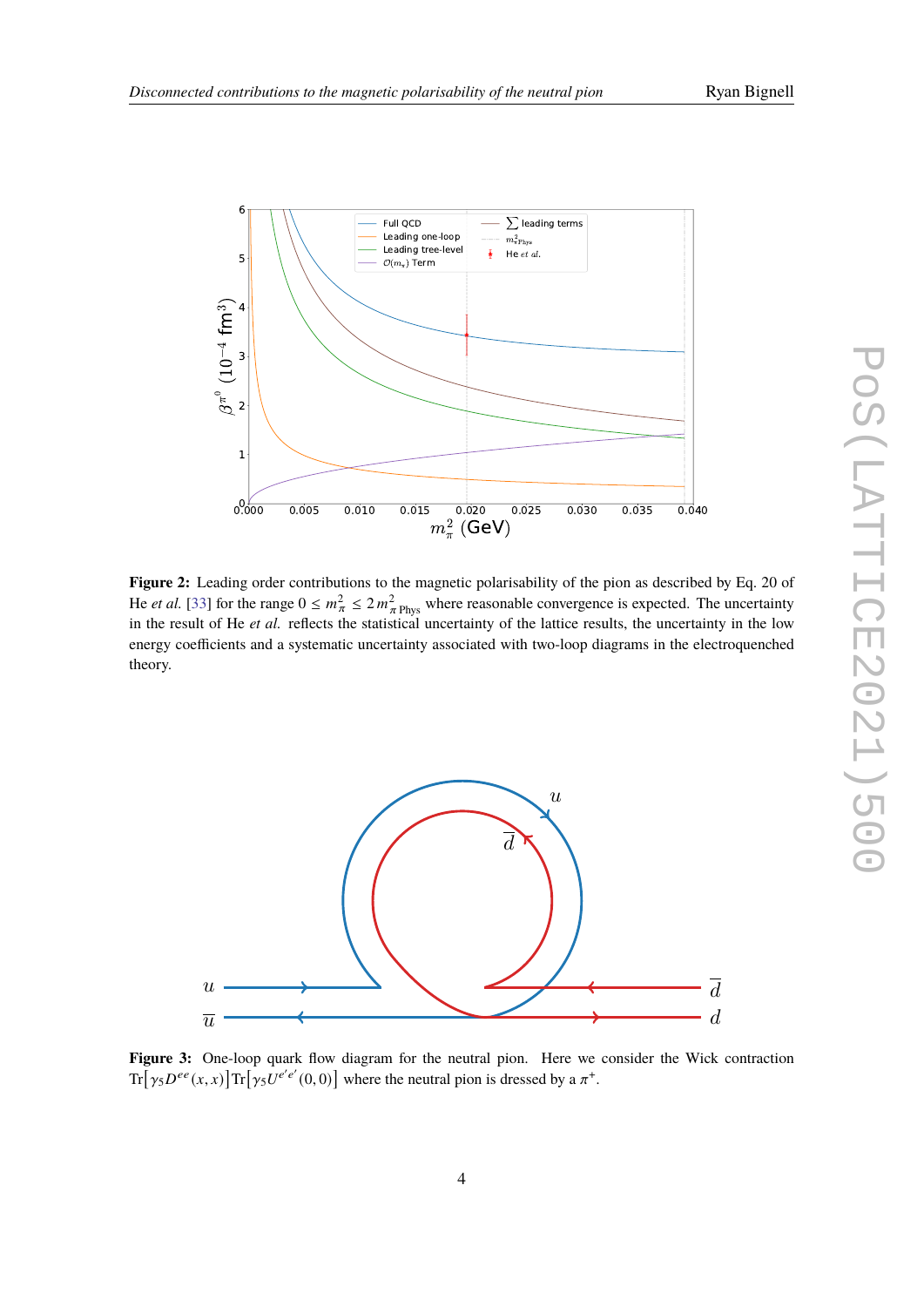**Figure 2:** Leading order contributions to the magnetic polarisability of the pion as described by Eq. 20 of He *et al.* [33] for the range $0 \leq m_\pi^2 \leq 2\, m_{\pi\,\mathrm{Phys}}^2$ where reasonable convergence is expected. The uncertainty in the result of He *et al.* reflects the statistical uncertainty of the lattice results, the uncertainty in the low energy coefficients and a systematic uncertainty associated with two-loop diagrams in the electroquenched theory.

**Figure 3:** One-loop quark flow diagram for the neutral pion. Here we consider the Wick contraction $\mathrm{Tr}\left[\gamma_5 D^{ee}(x,x)\right] \mathrm{Tr}\left[\gamma_5 U^{e'e'}(0,0)\right]$ where the neutral pion is dressed by a $\pi^+$.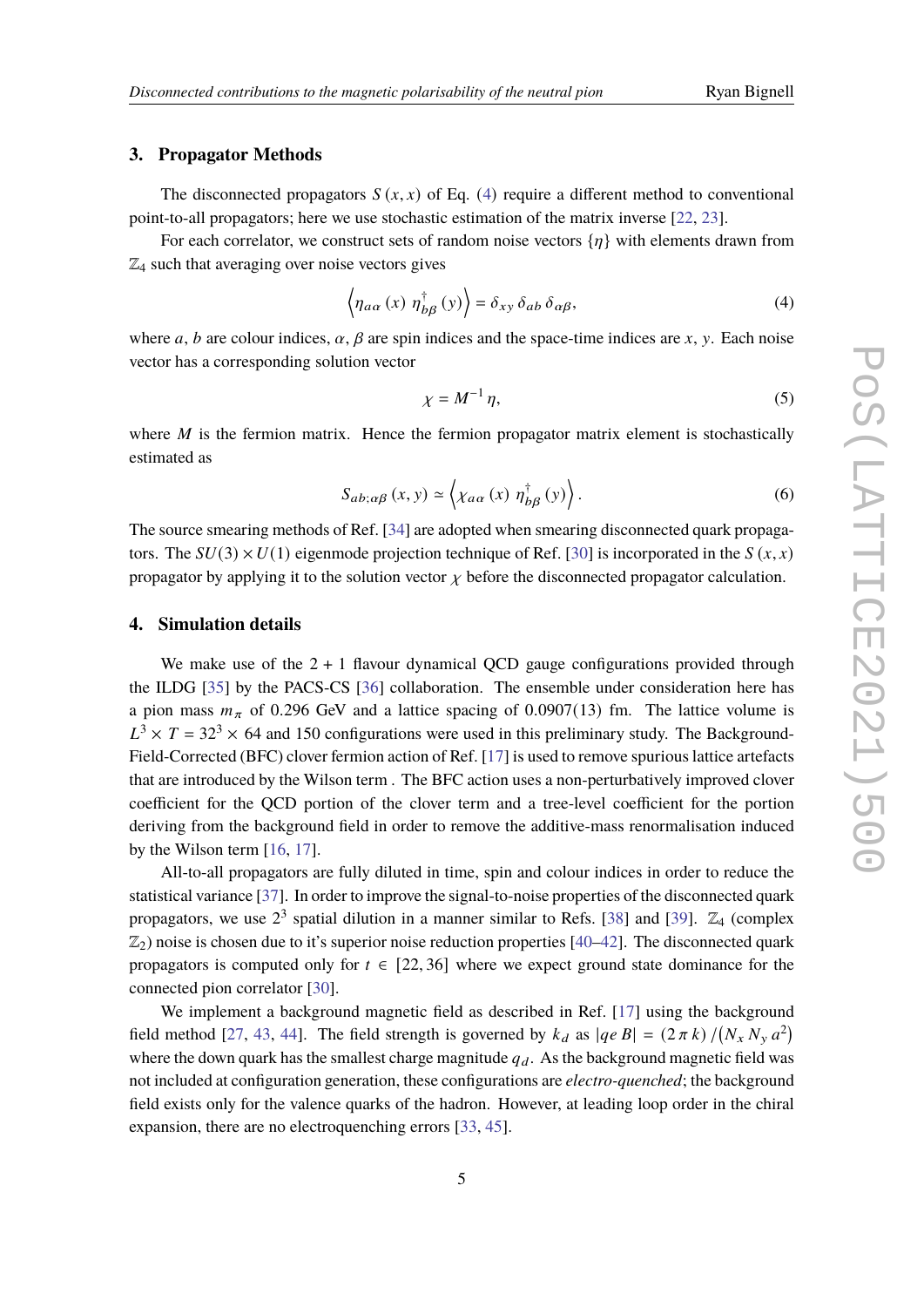## 3. Propagator Methods

The disconnected propagators $S(x,x)$ of Eq. (4) require a different method to conventional point-to-all propagators; here we use stochastic estimation of the matrix inverse [22, 23].

For each correlator, we construct sets of random noise vectors $\{\eta\}$ with elements drawn from $\mathbb{Z}_4$ such that averaging over noise vectors gives

$$\left\langle \eta_{a\alpha}(x)\, \eta^{\dagger}_{b\beta}(y) \right\rangle = \delta_{xy}\, \delta_{ab}\, \delta_{\alpha\beta}, \tag{4}$$

where $a$, $b$ are colour indices, $\alpha$, $\beta$ are spin indices and the space-time indices are $x$, $y$. Each noise vector has a corresponding solution vector

$$\chi = M^{-1}\eta, \tag{5}$$

where $M$ is the fermion matrix. Hence the fermion propagator matrix element is stochastically estimated as

$$S_{ab;\alpha\beta}(x,y) \simeq \left\langle \chi_{a\alpha}(x)\, \eta^{\dagger}_{b\beta}(y) \right\rangle. \tag{6}$$

The source smearing methods of Ref. [34] are adopted when smearing disconnected quark propagators. The $SU(3)\times U(1)$ eigenmode projection technique of Ref. [30] is incorporated in the $S(x,x)$ propagator by applying it to the solution vector $\chi$ before the disconnected propagator calculation.

## 4. Simulation details

We make use of the $2+1$ flavour dynamical QCD gauge configurations provided through the ILDG [35] by the PACS-CS [36] collaboration. The ensemble under consideration here has a pion mass $m_\pi$ of 0.296 GeV and a lattice spacing of 0.0907(13) fm. The lattice volume is $L^3 \times T = 32^3 \times 64$ and 150 configurations were used in this preliminary study. The Background-Field-Corrected (BFC) clover fermion action of Ref. [17] is used to remove spurious lattice artefacts that are introduced by the Wilson term . The BFC action uses a non-perturbatively improved clover coefficient for the QCD portion of the clover term and a tree-level coefficient for the portion deriving from the background field in order to remove the additive-mass renormalisation induced by the Wilson term [16, 17].

All-to-all propagators are fully diluted in time, spin and colour indices in order to reduce the statistical variance [37]. In order to improve the signal-to-noise properties of the disconnected quark propagators, we use $2^3$ spatial dilution in a manner similar to Refs. [38] and [39]. $\mathbb{Z}_4$ (complex $\mathbb{Z}_2$) noise is chosen due to it's superior noise reduction properties [40–42]. The disconnected quark propagators is computed only for $t \in [22,36]$ where we expect ground state dominance for the connected pion correlator [30].

We implement a background magnetic field as described in Ref. [17] using the background field method [27, 43, 44]. The field strength is governed by $k_d$ as $|qe\,B| = (2\,\pi\,k)/(N_x\,N_y\,a^2)$ where the down quark has the smallest charge magnitude $q_d$. As the background magnetic field was not included at configuration generation, these configurations are *electro-quenched*; the background field exists only for the valence quarks of the hadron. However, at leading loop order in the chiral expansion, there are no electroquenching errors [33, 45].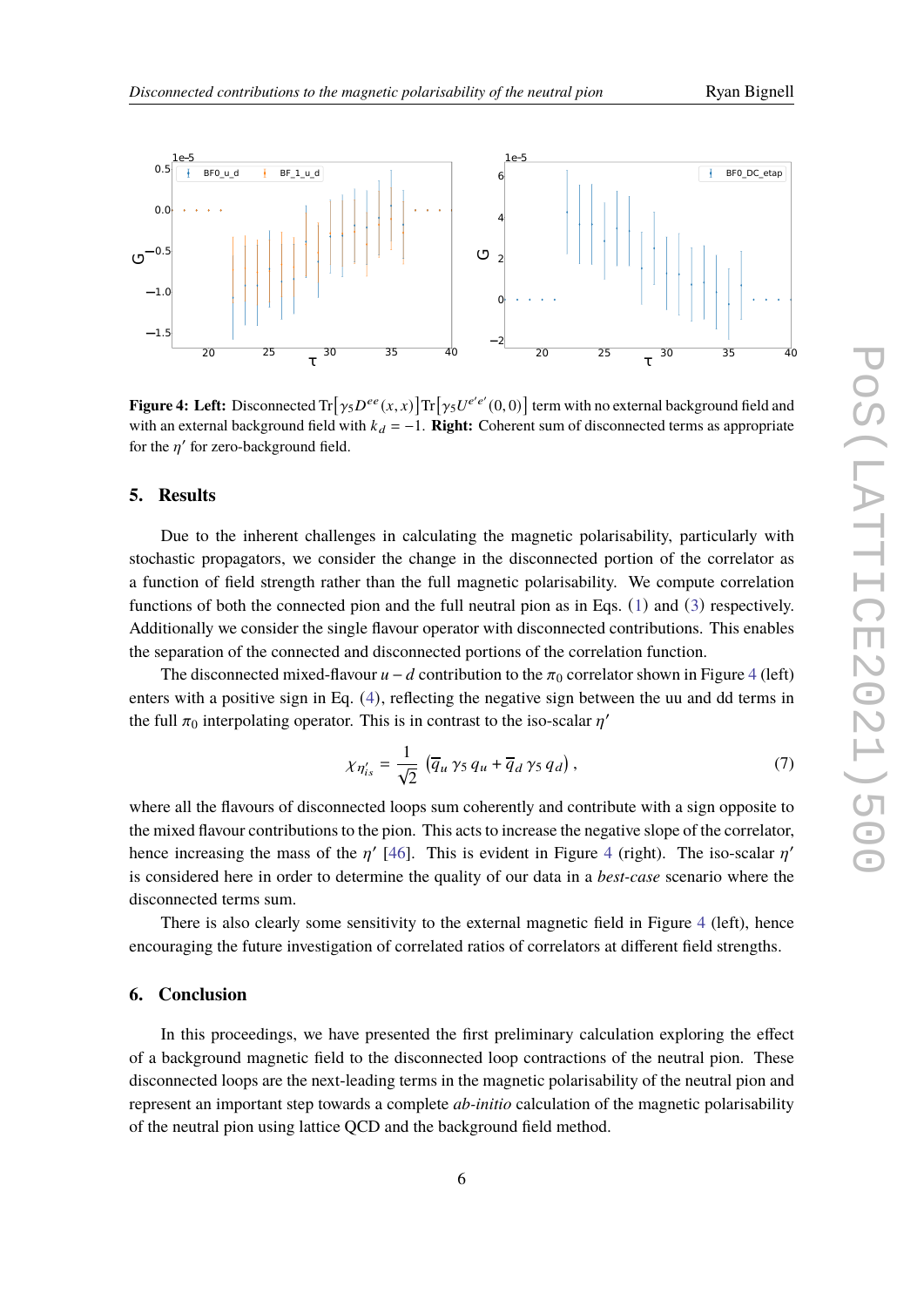**Figure 4: Left:** Disconnected $\mathrm{Tr}\left[\gamma_5 D^{ee}(x,x)\right]\mathrm{Tr}\left[\gamma_5 U^{e'e'}(0,0)\right]$ term with no external background field and with an external background field with $k_d = -1$. **Right:** Coherent sum of disconnected terms as appropriate for the $\eta'$ for zero-background field.

## 5. Results

Due to the inherent challenges in calculating the magnetic polarisability, particularly with stochastic propagators, we consider the change in the disconnected portion of the correlator as a function of field strength rather than the full magnetic polarisability. We compute correlation functions of both the connected pion and the full neutral pion as in Eqs. (1) and (3) respectively. Additionally we consider the single flavour operator with disconnected contributions. This enables the separation of the connected and disconnected portions of the correlation function.

The disconnected mixed-flavour $u-d$ contribution to the $\pi_0$ correlator shown in Figure 4 (left) enters with a positive sign in Eq. (4), reflecting the negative sign between the uu and dd terms in the full $\pi_0$ interpolating operator. This is in contrast to the iso-scalar $\eta'$

$$\chi_{\eta'_{is}} = \frac{1}{\sqrt{2}} \left( \overline{q}_u \, \gamma_5 \, q_u + \overline{q}_d \, \gamma_5 \, q_d \right), \tag{7}$$

where all the flavours of disconnected loops sum coherently and contribute with a sign opposite to the mixed flavour contributions to the pion. This acts to increase the negative slope of the correlator, hence increasing the mass of the $\eta'$ [46]. This is evident in Figure 4 (right). The iso-scalar $\eta'$ is considered here in order to determine the quality of our data in a *best-case* scenario where the disconnected terms sum.

There is also clearly some sensitivity to the external magnetic field in Figure 4 (left), hence encouraging the future investigation of correlated ratios of correlators at different field strengths.

## 6. Conclusion

In this proceedings, we have presented the first preliminary calculation exploring the effect of a background magnetic field to the disconnected loop contractions of the neutral pion. These disconnected loops are the next-leading terms in the magnetic polarisability of the neutral pion and represent an important step towards a complete *ab-initio* calculation of the magnetic polarisability of the neutral pion using lattice QCD and the background field method.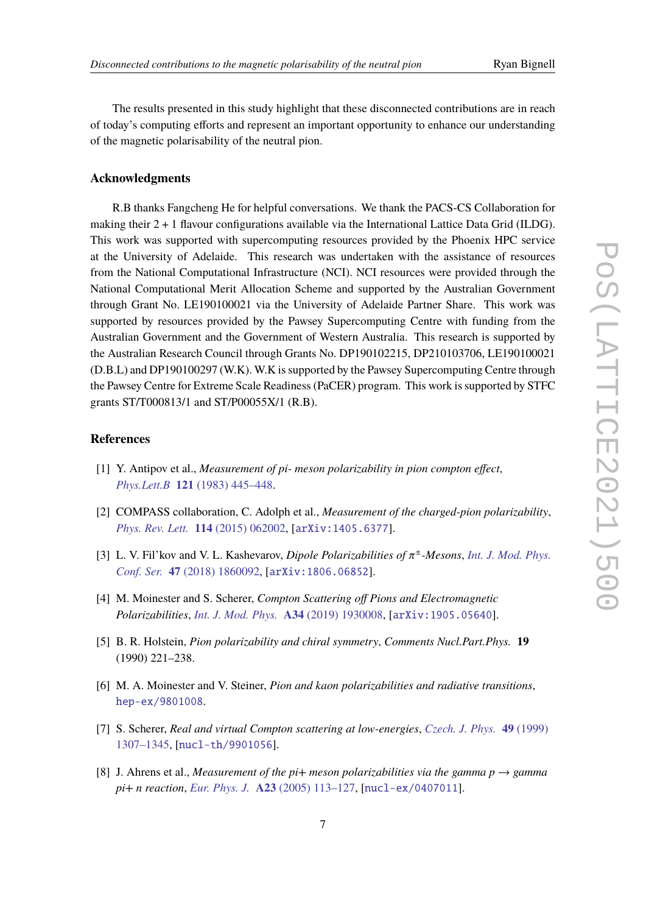The results presented in this study highlight that these disconnected contributions are in reach of today's computing efforts and represent an important opportunity to enhance our understanding of the magnetic polarisability of the neutral pion.

### Acknowledgments

R.B thanks Fangcheng He for helpful conversations. We thank the PACS-CS Collaboration for making their $2+1$ flavour configurations available via the International Lattice Data Grid (ILDG). This work was supported with supercomputing resources provided by the Phoenix HPC service at the University of Adelaide. This research was undertaken with the assistance of resources from the National Computational Infrastructure (NCI). NCI resources were provided through the National Computational Merit Allocation Scheme and supported by the Australian Government through Grant No. LE190100021 via the University of Adelaide Partner Share. This work was supported by resources provided by the Pawsey Supercomputing Centre with funding from the Australian Government and the Government of Western Australia. This research is supported by the Australian Research Council through Grants No. DP190102215, DP210103706, LE190100021 (D.B.L) and DP190100297 (W.K). W.K is supported by the Pawsey Supercomputing Centre through the Pawsey Centre for Extreme Scale Readiness (PaCER) program. This work is supported by STFC grants ST/T000813/1 and ST/P00055X/1 (R.B).

### References

[1] Y. Antipov et al., *Measurement of pi- meson polarizability in pion compton effect*, *Phys.Lett.B* **121** (1983) 445–448.

[2] COMPASS collaboration, C. Adolph et al., *Measurement of the charged-pion polarizability*, *Phys. Rev. Lett.* **114** (2015) 062002, [arXiv:1405.6377].

[3] L. V. Fil'kov and V. L. Kashevarov, *Dipole Polarizabilities of $\pi^{\pm}$-Mesons*, *Int. J. Mod. Phys. Conf. Ser.* **47** (2018) 1860092, [arXiv:1806.06852].

[4] M. Moinester and S. Scherer, *Compton Scattering off Pions and Electromagnetic Polarizabilities*, *Int. J. Mod. Phys.* **A34** (2019) 1930008, [arXiv:1905.05640].

[5] B. R. Holstein, *Pion polarizability and chiral symmetry*, *Comments Nucl.Part.Phys.* **19** (1990) 221–238.

[6] M. A. Moinester and V. Steiner, *Pion and kaon polarizabilities and radiative transitions*, hep-ex/9801008.

[7] S. Scherer, *Real and virtual Compton scattering at low-energies*, *Czech. J. Phys.* **49** (1999) 1307–1345, [nucl-th/9901056].

[8] J. Ahrens et al., *Measurement of the pi+ meson polarizabilities via the gamma p $\rightarrow$ gamma pi+ n reaction*, *Eur. Phys. J.* **A23** (2005) 113–127, [nucl-ex/0407011].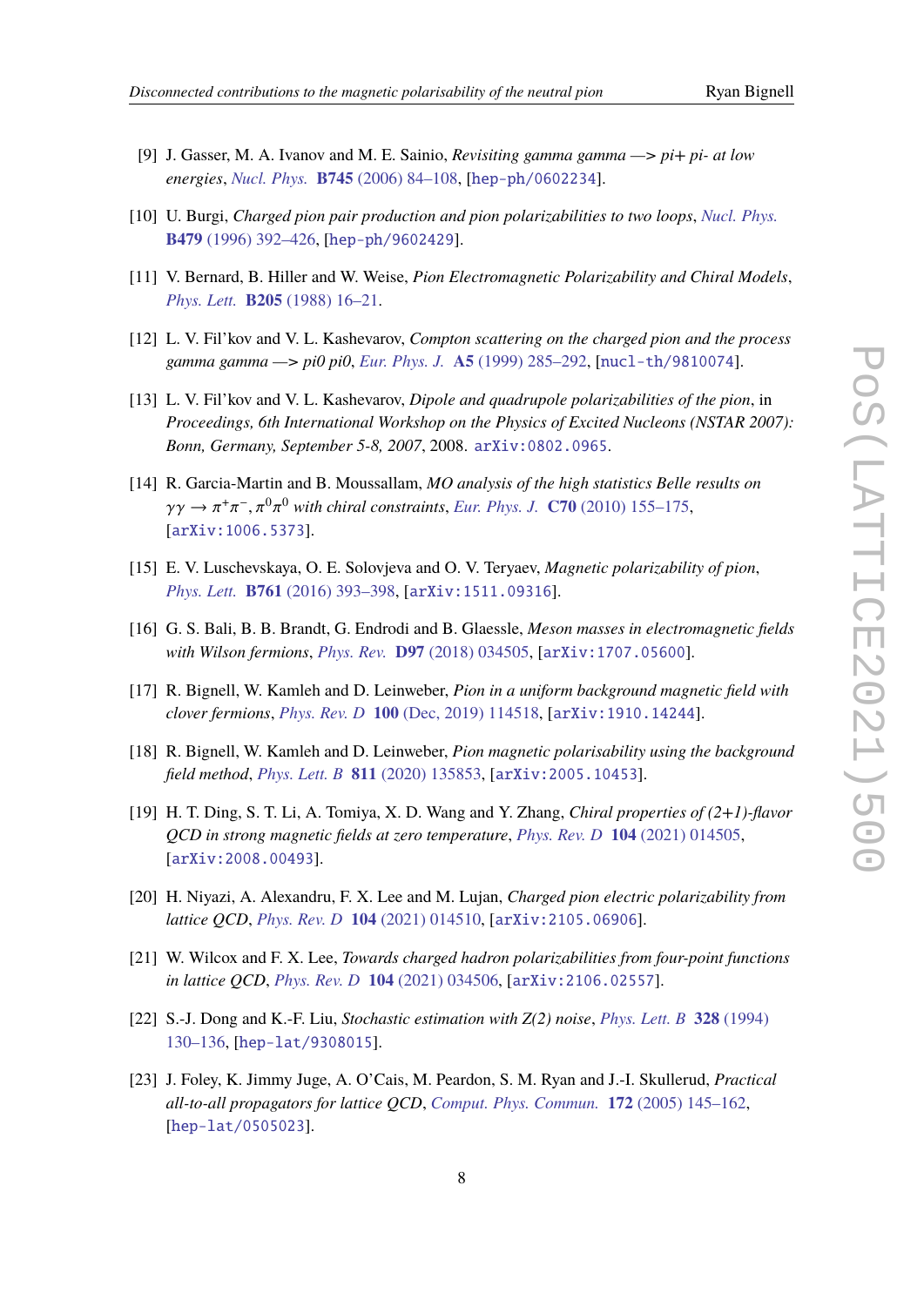[9] J. Gasser, M. A. Ivanov and M. E. Sainio, *Revisiting gamma gamma —> pi+ pi- at low energies*, Nucl. Phys. **B745** (2006) 84–108, [hep-ph/0602234].

[10] U. Burgi, *Charged pion pair production and pion polarizabilities to two loops*, Nucl. Phys. **B479** (1996) 392–426, [hep-ph/9602429].

[11] V. Bernard, B. Hiller and W. Weise, *Pion Electromagnetic Polarizability and Chiral Models*, Phys. Lett. **B205** (1988) 16–21.

[12] L. V. Fil'kov and V. L. Kashevarov, *Compton scattering on the charged pion and the process gamma gamma —> pi0 pi0*, Eur. Phys. J. **A5** (1999) 285–292, [nucl-th/9810074].

[13] L. V. Fil'kov and V. L. Kashevarov, *Dipole and quadrupole polarizabilities of the pion*, in *Proceedings, 6th International Workshop on the Physics of Excited Nucleons (NSTAR 2007): Bonn, Germany, September 5-8, 2007*, 2008. arXiv:0802.0965.

[14] R. Garcia-Martin and B. Moussallam, *MO analysis of the high statistics Belle results on $\gamma\gamma \to \pi^+\pi^-, \pi^0\pi^0$ with chiral constraints*, Eur. Phys. J. **C70** (2010) 155–175, [arXiv:1006.5373].

[15] E. V. Luschevskaya, O. E. Solovjeva and O. V. Teryaev, *Magnetic polarizability of pion*, Phys. Lett. **B761** (2016) 393–398, [arXiv:1511.09316].

[16] G. S. Bali, B. B. Brandt, G. Endrodi and B. Glaessle, *Meson masses in electromagnetic fields with Wilson fermions*, Phys. Rev. **D97** (2018) 034505, [arXiv:1707.05600].

[17] R. Bignell, W. Kamleh and D. Leinweber, *Pion in a uniform background magnetic field with clover fermions*, Phys. Rev. D **100** (Dec, 2019) 114518, [arXiv:1910.14244].

[18] R. Bignell, W. Kamleh and D. Leinweber, *Pion magnetic polarisability using the background field method*, Phys. Lett. B **811** (2020) 135853, [arXiv:2005.10453].

[19] H. T. Ding, S. T. Li, A. Tomiya, X. D. Wang and Y. Zhang, *Chiral properties of (2+1)-flavor QCD in strong magnetic fields at zero temperature*, Phys. Rev. D **104** (2021) 014505, [arXiv:2008.00493].

[20] H. Niyazi, A. Alexandru, F. X. Lee and M. Lujan, *Charged pion electric polarizability from lattice QCD*, Phys. Rev. D **104** (2021) 014510, [arXiv:2105.06906].

[21] W. Wilcox and F. X. Lee, *Towards charged hadron polarizabilities from four-point functions in lattice QCD*, Phys. Rev. D **104** (2021) 034506, [arXiv:2106.02557].

[22] S.-J. Dong and K.-F. Liu, *Stochastic estimation with Z(2) noise*, Phys. Lett. B **328** (1994) 130–136, [hep-lat/9308015].

[23] J. Foley, K. Jimmy Juge, A. O'Cais, M. Peardon, S. M. Ryan and J.-I. Skullerud, *Practical all-to-all propagators for lattice QCD*, Comput. Phys. Commun. **172** (2005) 145–162, [hep-lat/0505023].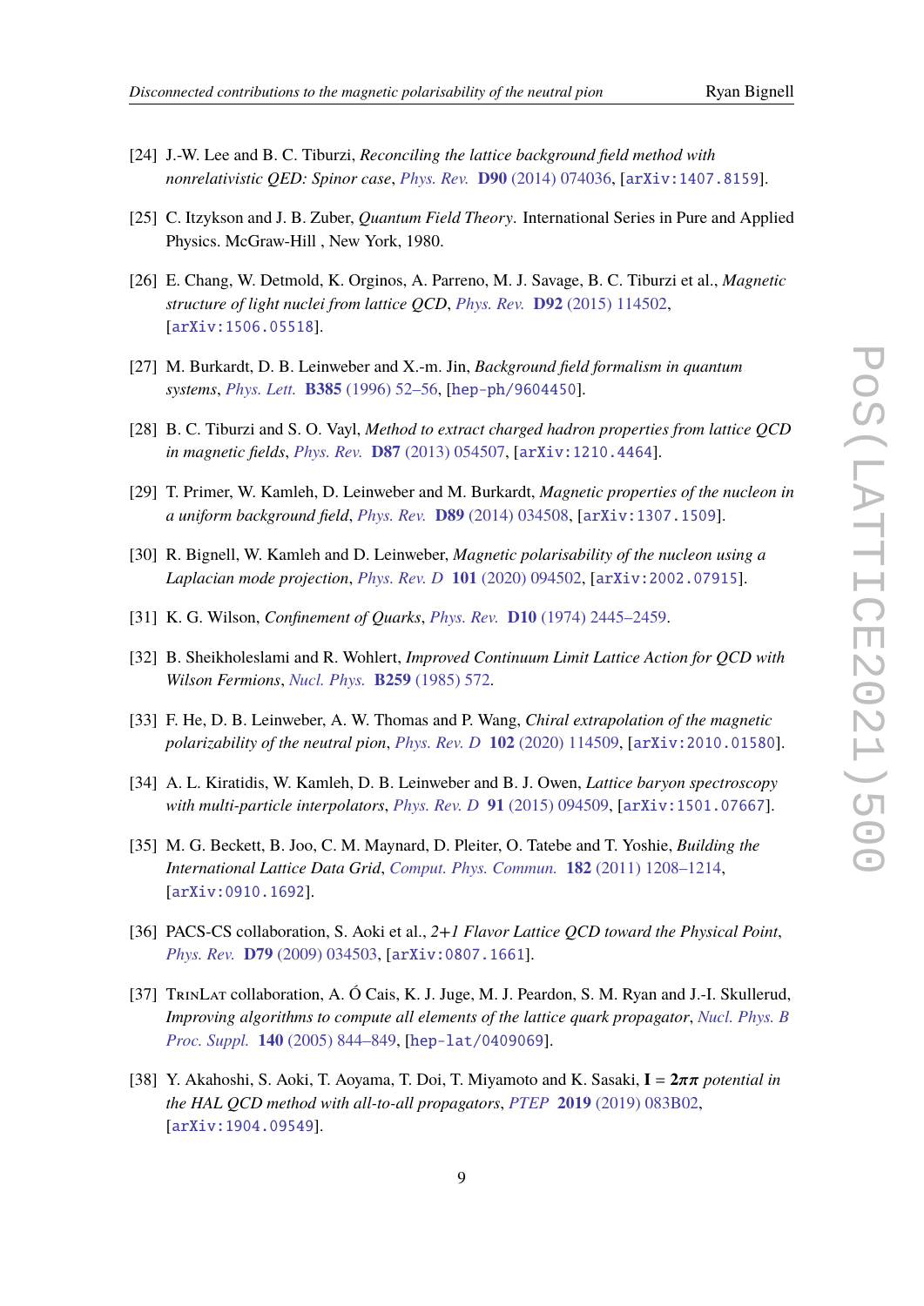[24] J.-W. Lee and B. C. Tiburzi, *Reconciling the lattice background field method with nonrelativistic QED: Spinor case*, Phys. Rev. **D90** (2014) 074036, [arXiv:1407.8159].

[25] C. Itzykson and J. B. Zuber, *Quantum Field Theory*. International Series in Pure and Applied Physics. McGraw-Hill , New York, 1980.

[26] E. Chang, W. Detmold, K. Orginos, A. Parreno, M. J. Savage, B. C. Tiburzi et al., *Magnetic structure of light nuclei from lattice QCD*, Phys. Rev. **D92** (2015) 114502, [arXiv:1506.05518].

[27] M. Burkardt, D. B. Leinweber and X.-m. Jin, *Background field formalism in quantum systems*, Phys. Lett. **B385** (1996) 52–56, [hep-ph/9604450].

[28] B. C. Tiburzi and S. O. Vayl, *Method to extract charged hadron properties from lattice QCD in magnetic fields*, Phys. Rev. **D87** (2013) 054507, [arXiv:1210.4464].

[29] T. Primer, W. Kamleh, D. Leinweber and M. Burkardt, *Magnetic properties of the nucleon in a uniform background field*, Phys. Rev. **D89** (2014) 034508, [arXiv:1307.1509].

[30] R. Bignell, W. Kamleh and D. Leinweber, *Magnetic polarisability of the nucleon using a Laplacian mode projection*, Phys. Rev. D **101** (2020) 094502, [arXiv:2002.07915].

[31] K. G. Wilson, *Confinement of Quarks*, Phys. Rev. **D10** (1974) 2445–2459.

[32] B. Sheikholeslami and R. Wohlert, *Improved Continuum Limit Lattice Action for QCD with Wilson Fermions*, Nucl. Phys. **B259** (1985) 572.

[33] F. He, D. B. Leinweber, A. W. Thomas and P. Wang, *Chiral extrapolation of the magnetic polarizability of the neutral pion*, Phys. Rev. D **102** (2020) 114509, [arXiv:2010.01580].

[34] A. L. Kiratidis, W. Kamleh, D. B. Leinweber and B. J. Owen, *Lattice baryon spectroscopy with multi-particle interpolators*, Phys. Rev. D **91** (2015) 094509, [arXiv:1501.07667].

[35] M. G. Beckett, B. Joo, C. M. Maynard, D. Pleiter, O. Tatebe and T. Yoshie, *Building the International Lattice Data Grid*, Comput. Phys. Commun. **182** (2011) 1208–1214, [arXiv:0910.1692].

[36] PACS-CS collaboration, S. Aoki et al., *2+1 Flavor Lattice QCD toward the Physical Point*, Phys. Rev. **D79** (2009) 034503, [arXiv:0807.1661].

[37] TrinLat collaboration, A. Ó Cais, K. J. Juge, M. J. Peardon, S. M. Ryan and J.-I. Skullerud, *Improving algorithms to compute all elements of the lattice quark propagator*, Nucl. Phys. B Proc. Suppl. **140** (2005) 844–849, [hep-lat/0409069].

[38] Y. Akahoshi, S. Aoki, T. Aoyama, T. Doi, T. Miyamoto and K. Sasaki, $\mathbf{I = 2\pi\pi}$ *potential in the HAL QCD method with all-to-all propagators*, PTEP **2019** (2019) 083B02, [arXiv:1904.09549].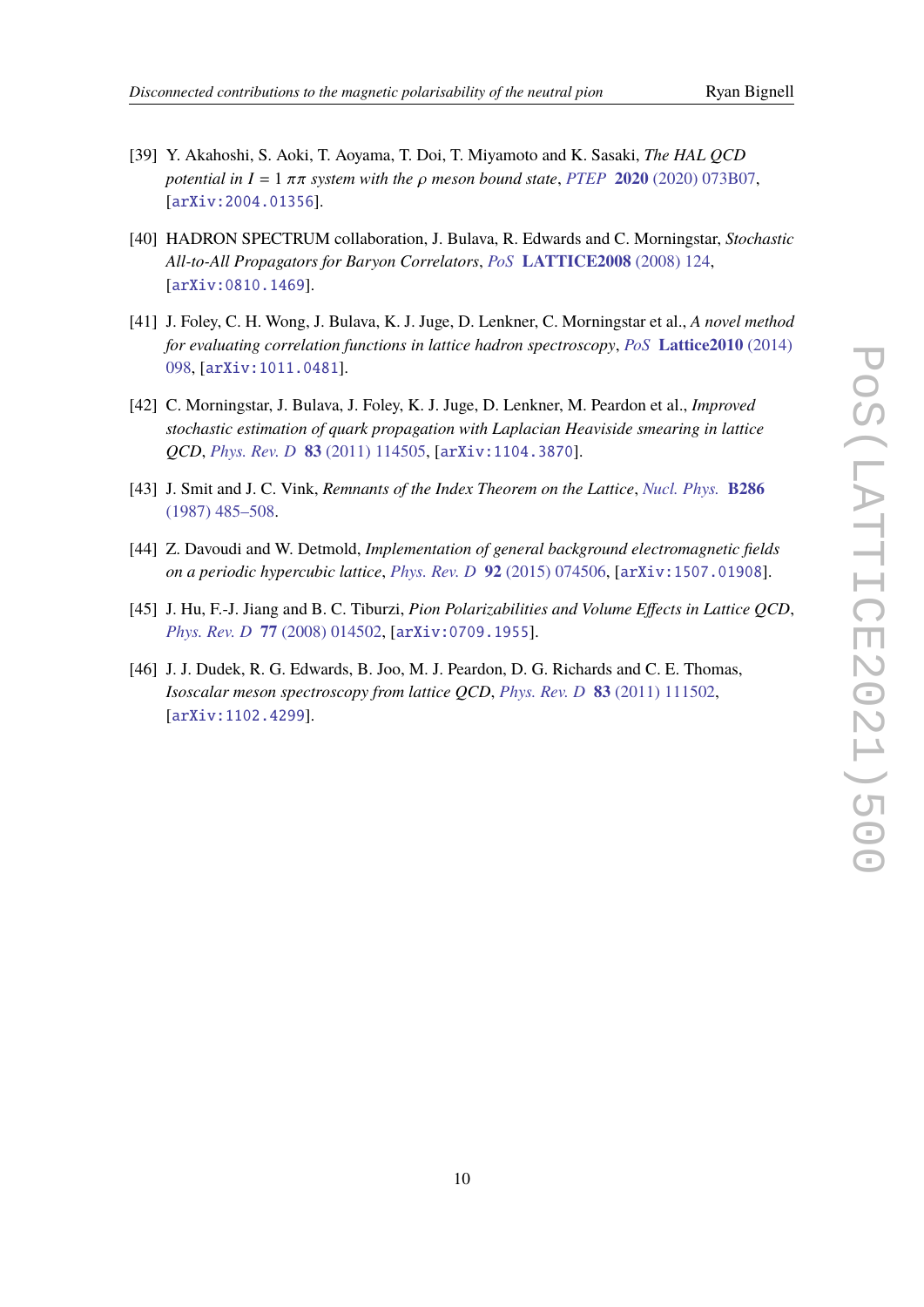[39] Y. Akahoshi, S. Aoki, T. Aoyama, T. Doi, T. Miyamoto and K. Sasaki, *The HAL QCD potential in $I = 1$ $\pi\pi$ system with the $\rho$ meson bound state*, *PTEP* **2020** (2020) 073B07, [arXiv:2004.01356].

[40] HADRON SPECTRUM collaboration, J. Bulava, R. Edwards and C. Morningstar, *Stochastic All-to-All Propagators for Baryon Correlators*, *PoS* **LATTICE2008** (2008) 124, [arXiv:0810.1469].

[41] J. Foley, C. H. Wong, J. Bulava, K. J. Juge, D. Lenkner, C. Morningstar et al., *A novel method for evaluating correlation functions in lattice hadron spectroscopy*, *PoS* **Lattice2010** (2014) 098, [arXiv:1011.0481].

[42] C. Morningstar, J. Bulava, J. Foley, K. J. Juge, D. Lenkner, M. Peardon et al., *Improved stochastic estimation of quark propagation with Laplacian Heaviside smearing in lattice QCD*, *Phys. Rev. D* **83** (2011) 114505, [arXiv:1104.3870].

[43] J. Smit and J. C. Vink, *Remnants of the Index Theorem on the Lattice*, *Nucl. Phys.* **B286** (1987) 485–508.

[44] Z. Davoudi and W. Detmold, *Implementation of general background electromagnetic fields on a periodic hypercubic lattice*, *Phys. Rev. D* **92** (2015) 074506, [arXiv:1507.01908].

[45] J. Hu, F.-J. Jiang and B. C. Tiburzi, *Pion Polarizabilities and Volume Effects in Lattice QCD*, *Phys. Rev. D* **77** (2008) 014502, [arXiv:0709.1955].

[46] J. J. Dudek, R. G. Edwards, B. Joo, M. J. Peardon, D. G. Richards and C. E. Thomas, *Isoscalar meson spectroscopy from lattice QCD*, *Phys. Rev. D* **83** (2011) 111502, [arXiv:1102.4299].